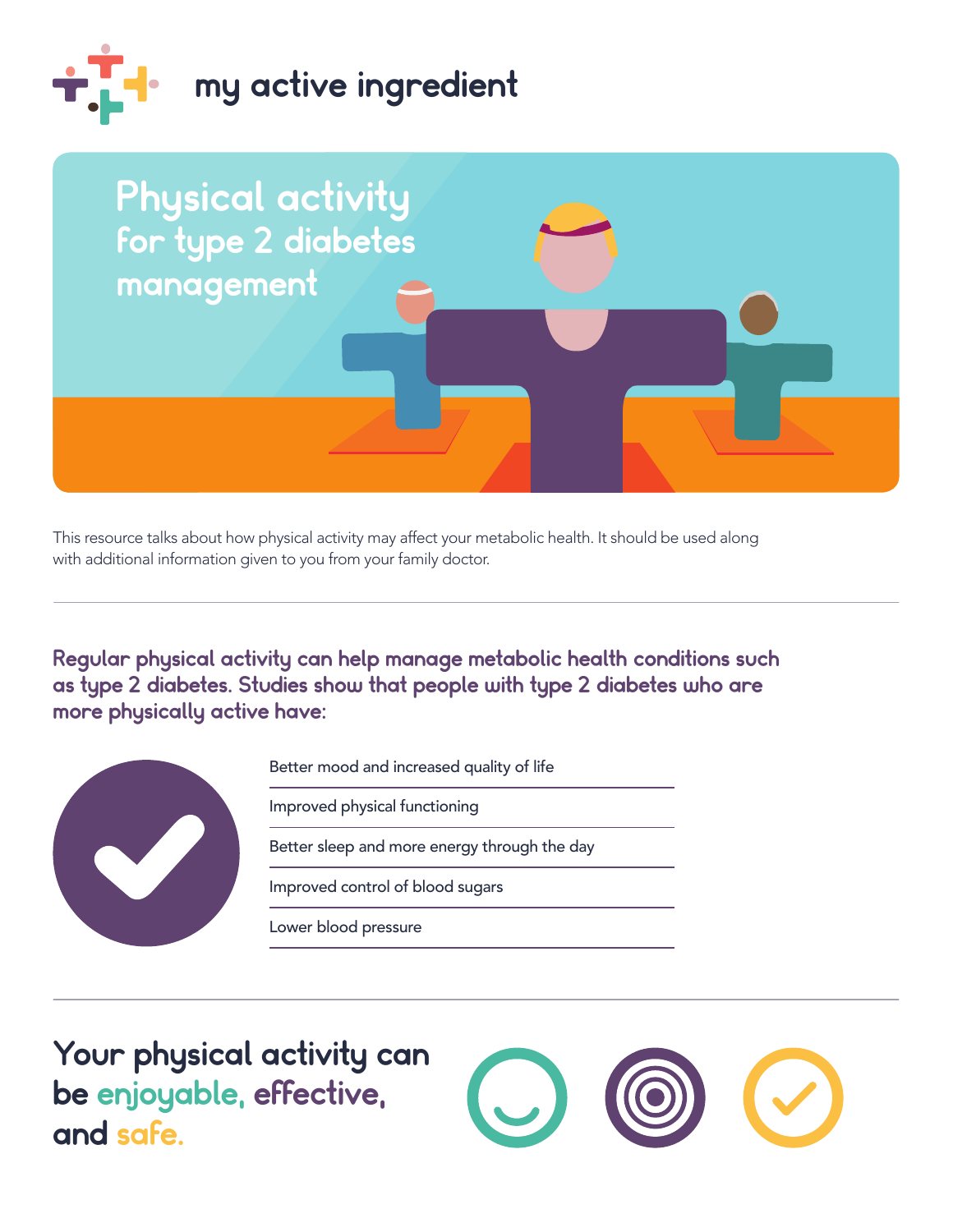my active ingredient

# Physical activity for type 2 diabetes management

This resource talks about how physical activity may affect your metabolic health. It should be used along with additional information given to you from your family doctor.

---

## Regular physical activity can help manage metabolic health conditions such as type 2 diabetes. Studies show that people with type 2 diabetes who are more physically active have:

- Better mood and increased quality of life
- Improved physical functioning
- Better sleep and more energy through the day
- Improved control of blood sugars
- Lower blood pressure

---

## Your physical activity can be enjoyable, effective, and safe.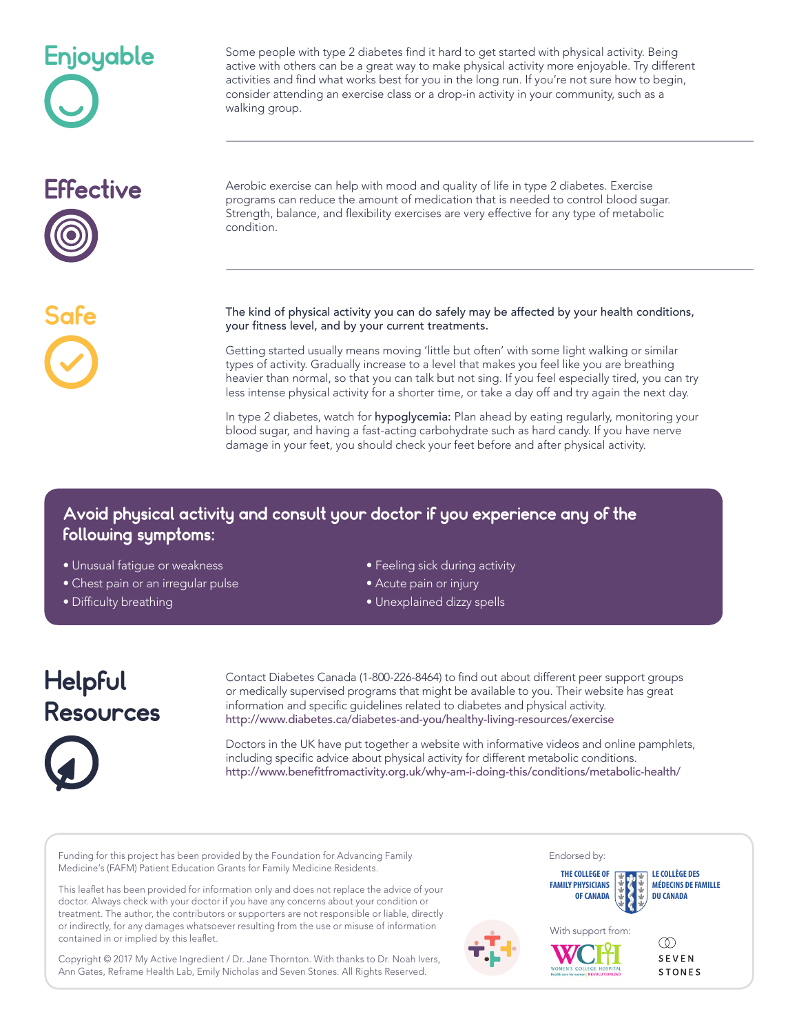## Enjoyable

Some people with type 2 diabetes find it hard to get started with physical activity. Being active with others can be a great way to make physical activity more enjoyable. Try different activities and find what works best for you in the long run. If you're not sure how to begin, consider attending an exercise class or a drop-in activity in your community, such as a walking group.

## Effective

Aerobic exercise can help with mood and quality of life in type 2 diabetes. Exercise programs can reduce the amount of medication that is needed to control blood sugar. Strength, balance, and flexibility exercises are very effective for any type of metabolic condition.

## Safe

**The kind of physical activity you can do safely may be affected by your health conditions, your fitness level, and by your current treatments.**

Getting started usually means moving 'little but often' with some light walking or similar types of activity. Gradually increase to a level that makes you feel like you are breathing heavier than normal, so that you can talk but not sing. If you feel especially tired, you can try less intense physical activity for a shorter time, or take a day off and try again the next day.

In type 2 diabetes, watch for **hypoglycemia:** Plan ahead by eating regularly, monitoring your blood sugar, and having a fast-acting carbohydrate such as hard candy. If you have nerve damage in your feet, you should check your feet before and after physical activity.

### Avoid physical activity and consult your doctor if you experience any of the following symptoms:

- Unusual fatigue or weakness
- Chest pain or an irregular pulse
- Difficulty breathing
- Feeling sick during activity
- Acute pain or injury
- Unexplained dizzy spells

## Helpful Resources

Contact Diabetes Canada (1-800-226-8464) to find out about different peer support groups or medically supervised programs that might be available to you. Their website has great information and specific guidelines related to diabetes and physical activity.
http://www.diabetes.ca/diabetes-and-you/healthy-living-resources/exercise

Doctors in the UK have put together a website with informative videos and online pamphlets, including specific advice about physical activity for different metabolic conditions.
http://www.benefitfromactivity.org.uk/why-am-i-doing-this/conditions/metabolic-health/

Funding for this project has been provided by the Foundation for Advancing Family Medicine's (FAFM) Patient Education Grants for Family Medicine Residents.

This leaflet has been provided for information only and does not replace the advice of your doctor. Always check with your doctor if you have any concerns about your condition or treatment. The author, the contributors or supporters are not responsible or liable, directly or indirectly, for any damages whatsoever resulting from the use or misuse of information contained in or implied by this leaflet.

Copyright © 2017 My Active Ingredient / Dr. Jane Thornton. With thanks to Dr. Noah Ivers, Ann Gates, Reframe Health Lab, Emily Nicholas and Seven Stones. All Rights Reserved.

Endorsed by: The College of Family Physicians of Canada / Le Collège des Médecins de Famille du Canada

With support from: WCH Women's College Hospital — Health care for women | Revolutionized; Seven Stones